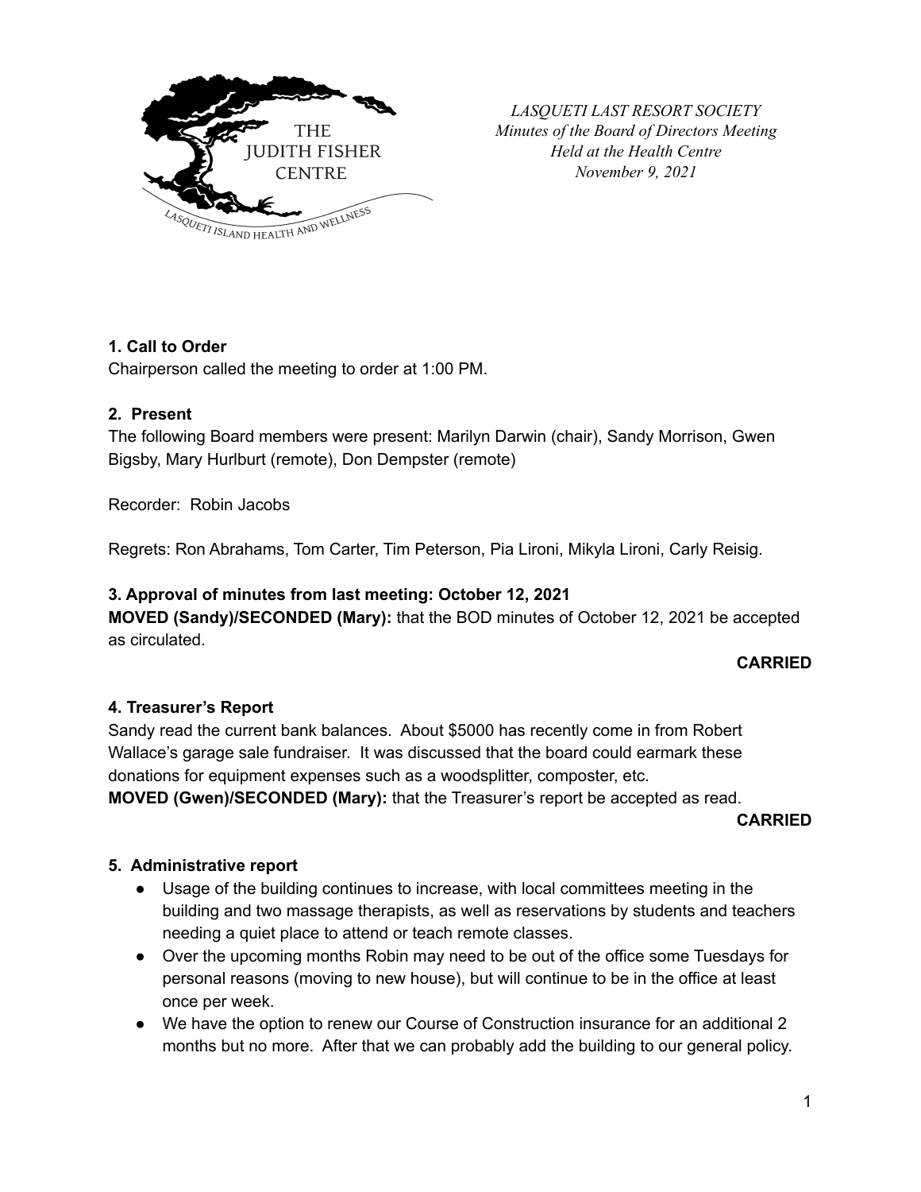*LASQUETI LAST RESORT SOCIETY*
*Minutes of the Board of Directors Meeting*
*Held at the Health Centre*
*November 9, 2021*

**1. Call to Order**

Chairperson called the meeting to order at 1:00 PM.

**2. Present**

The following Board members were present: Marilyn Darwin (chair), Sandy Morrison, Gwen Bigsby, Mary Hurlburt (remote), Don Dempster (remote)

Recorder: Robin Jacobs

Regrets: Ron Abrahams, Tom Carter, Tim Peterson, Pia Lironi, Mikyla Lironi, Carly Reisig.

**3. Approval of minutes from last meeting: October 12, 2021**

**MOVED (Sandy)/SECONDED (Mary):** that the BOD minutes of October 12, 2021 be accepted as circulated.

**CARRIED**

**4. Treasurer's Report**

Sandy read the current bank balances. About $5000 has recently come in from Robert Wallace's garage sale fundraiser. It was discussed that the board could earmark these donations for equipment expenses such as a woodsplitter, composter, etc.

**MOVED (Gwen)/SECONDED (Mary):** that the Treasurer's report be accepted as read.

**CARRIED**

**5. Administrative report**

- Usage of the building continues to increase, with local committees meeting in the building and two massage therapists, as well as reservations by students and teachers needing a quiet place to attend or teach remote classes.
- Over the upcoming months Robin may need to be out of the office some Tuesdays for personal reasons (moving to new house), but will continue to be in the office at least once per week.
- We have the option to renew our Course of Construction insurance for an additional 2 months but no more. After that we can probably add the building to our general policy.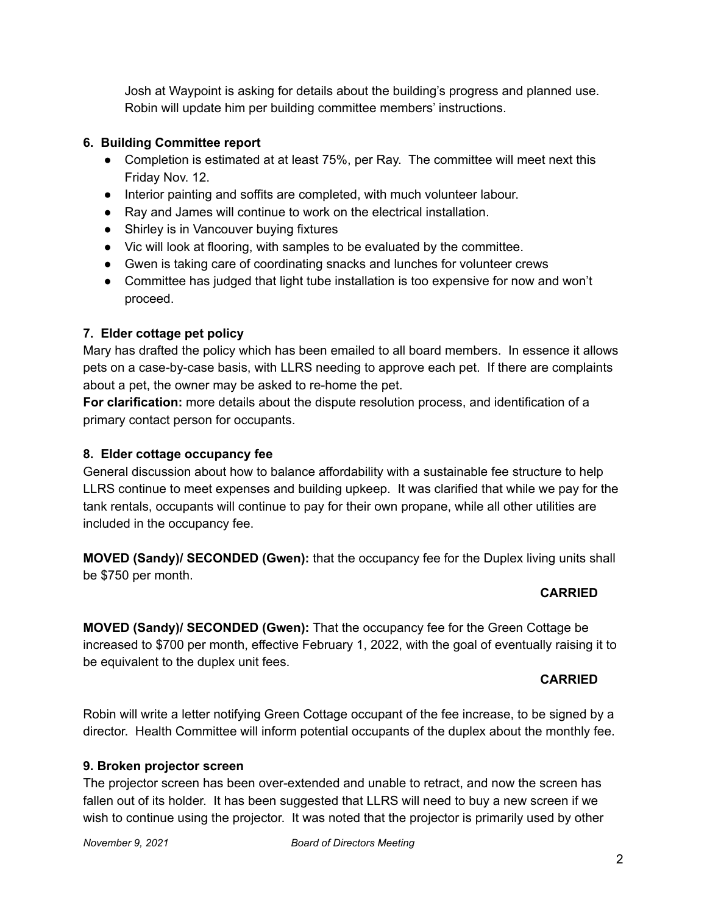Josh at Waypoint is asking for details about the building's progress and planned use. Robin will update him per building committee members' instructions.

**6. Building Committee report**

- Completion is estimated at at least 75%, per Ray. The committee will meet next this Friday Nov. 12.
- Interior painting and soffits are completed, with much volunteer labour.
- Ray and James will continue to work on the electrical installation.
- Shirley is in Vancouver buying fixtures
- Vic will look at flooring, with samples to be evaluated by the committee.
- Gwen is taking care of coordinating snacks and lunches for volunteer crews
- Committee has judged that light tube installation is too expensive for now and won't proceed.

**7. Elder cottage pet policy**

Mary has drafted the policy which has been emailed to all board members. In essence it allows pets on a case-by-case basis, with LLRS needing to approve each pet. If there are complaints about a pet, the owner may be asked to re-home the pet.

**For clarification:** more details about the dispute resolution process, and identification of a primary contact person for occupants.

**8. Elder cottage occupancy fee**

General discussion about how to balance affordability with a sustainable fee structure to help LLRS continue to meet expenses and building upkeep. It was clarified that while we pay for the tank rentals, occupants will continue to pay for their own propane, while all other utilities are included in the occupancy fee.

**MOVED (Sandy)/ SECONDED (Gwen):** that the occupancy fee for the Duplex living units shall be $750 per month.

**CARRIED**

**MOVED (Sandy)/ SECONDED (Gwen):** That the occupancy fee for the Green Cottage be increased to $700 per month, effective February 1, 2022, with the goal of eventually raising it to be equivalent to the duplex unit fees.

**CARRIED**

Robin will write a letter notifying Green Cottage occupant of the fee increase, to be signed by a director. Health Committee will inform potential occupants of the duplex about the monthly fee.

**9. Broken projector screen**

The projector screen has been over-extended and unable to retract, and now the screen has fallen out of its holder. It has been suggested that LLRS will need to buy a new screen if we wish to continue using the projector. It was noted that the projector is primarily used by other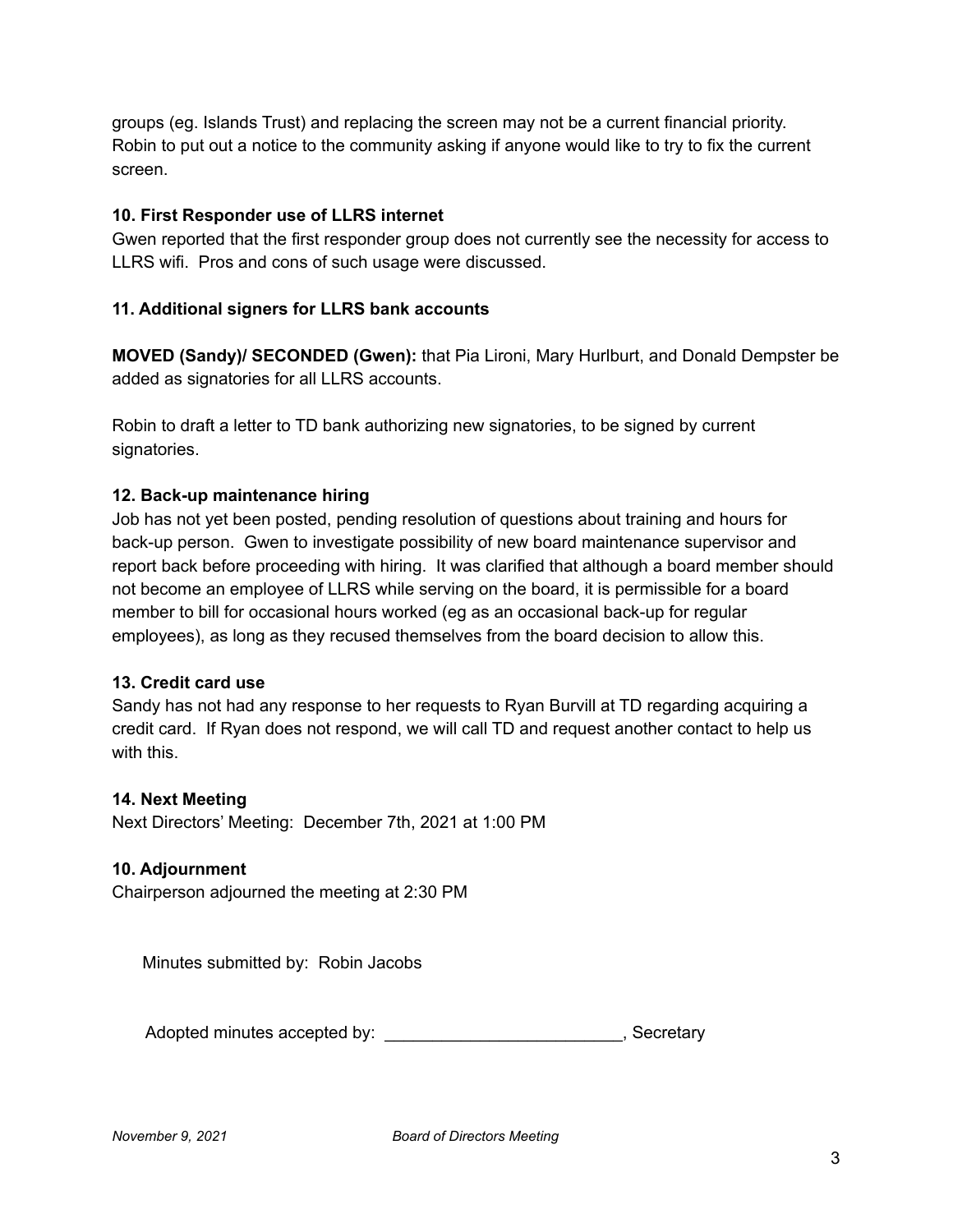groups (eg. Islands Trust) and replacing the screen may not be a current financial priority. Robin to put out a notice to the community asking if anyone would like to try to fix the current screen.

**10. First Responder use of LLRS internet**

Gwen reported that the first responder group does not currently see the necessity for access to LLRS wifi. Pros and cons of such usage were discussed.

**11. Additional signers for LLRS bank accounts**

**MOVED (Sandy)/ SECONDED (Gwen):** that Pia Lironi, Mary Hurlburt, and Donald Dempster be added as signatories for all LLRS accounts.

Robin to draft a letter to TD bank authorizing new signatories, to be signed by current signatories.

**12. Back-up maintenance hiring**

Job has not yet been posted, pending resolution of questions about training and hours for back-up person. Gwen to investigate possibility of new board maintenance supervisor and report back before proceeding with hiring. It was clarified that although a board member should not become an employee of LLRS while serving on the board, it is permissible for a board member to bill for occasional hours worked (eg as an occasional back-up for regular employees), as long as they recused themselves from the board decision to allow this.

**13. Credit card use**

Sandy has not had any response to her requests to Ryan Burvill at TD regarding acquiring a credit card. If Ryan does not respond, we will call TD and request another contact to help us with this.

**14. Next Meeting**

Next Directors' Meeting: December 7th, 2021 at 1:00 PM

**10. Adjournment**

Chairperson adjourned the meeting at 2:30 PM

Minutes submitted by: Robin Jacobs

Adopted minutes accepted by: ________________________, Secretary